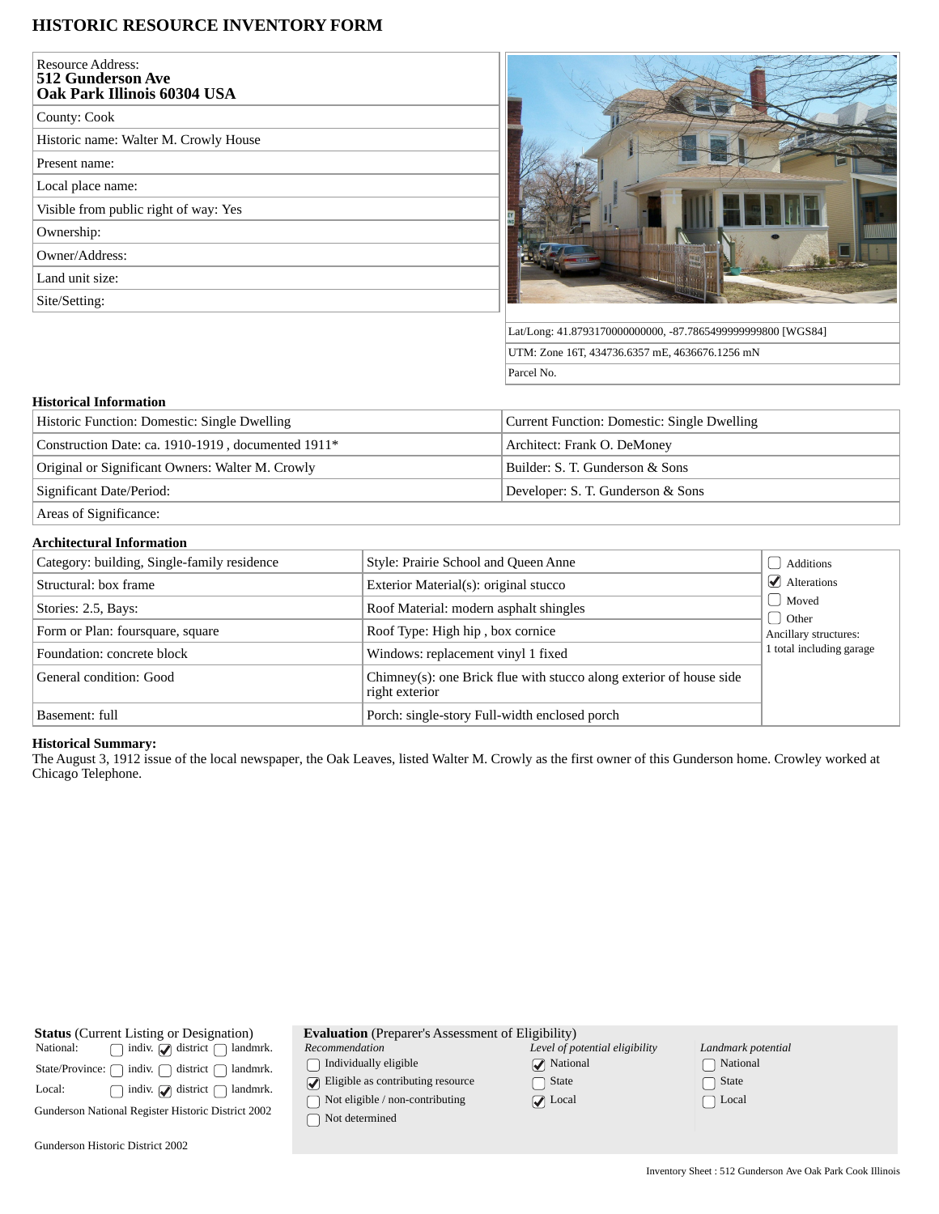# HISTORIC RESOURCE INVENTORY FORM

| | |
|---|---|
| Resource Address: **512 Gunderson Ave Oak Park Illinois 60304 USA** | |
| County: Cook | |
| Historic name: Walter M. Crowly House | |
| Present name: | |
| Local place name: | |
| Visible from public right of way: Yes | |
| Ownership: | |
| Owner/Address: | |
| Land unit size: | |
| Site/Setting: | |

Lat/Long: 41.8793170000000000, -87.7865499999999800 [WGS84]

UTM: Zone 16T, 434736.6357 mE, 4636676.1256 mN

Parcel No.

## Historical Information

| | |
|---|---|
| Historic Function: Domestic: Single Dwelling | Current Function: Domestic: Single Dwelling |
| Construction Date: ca. 1910-1919 , documented 1911* | Architect: Frank O. DeMoney |
| Original or Significant Owners: Walter M. Crowly | Builder: S. T. Gunderson & Sons |
| Significant Date/Period: | Developer: S. T. Gunderson & Sons |
| Areas of Significance: | |

## Architectural Information

| | | |
|---|---|---|
| Category: building, Single-family residence | Style: Prairie School and Queen Anne | ☐ Additions |
| Structural: box frame | Exterior Material(s): original stucco | ☑ Alterations |
| Stories: 2.5, Bays: | Roof Material: modern asphalt shingles | ☐ Moved |
| Form or Plan: foursquare, square | Roof Type: High hip , box cornice | ☐ Other |
| Foundation: concrete block | Windows: replacement vinyl 1 fixed | Ancillary structures: 1 total including garage |
| General condition: Good | Chimney(s): one Brick flue with stucco along exterior of house side right exterior | |
| Basement: full | Porch: single-story Full-width enclosed porch | |

**Historical Summary:**
The August 3, 1912 issue of the local newspaper, the Oak Leaves, listed Walter M. Crowly as the first owner of this Gunderson home. Crowley worked at Chicago Telephone.

**Status** (Current Listing or Designation)

| | indiv. | district | landmrk. |
|---|---|---|---|
| National: | ☐ | ☑ | ☐ |
| State/Province: | ☐ | ☐ | ☐ |
| Local: | ☐ | ☑ | ☐ |

Gunderson National Register Historic District 2002

Gunderson Historic District 2002

**Evaluation** (Preparer's Assessment of Eligibility)

| *Recommendation* | *Level of potential eligibility* | *Landmark potential* |
|---|---|---|
| ☐ Individually eligible | ☑ National | ☐ National |
| ☑ Eligible as contributing resource | ☐ State | ☐ State |
| ☐ Not eligible / non-contributing | ☑ Local | ☐ Local |
| ☐ Not determined | | |

Inventory Sheet : 512 Gunderson Ave Oak Park Cook Illinois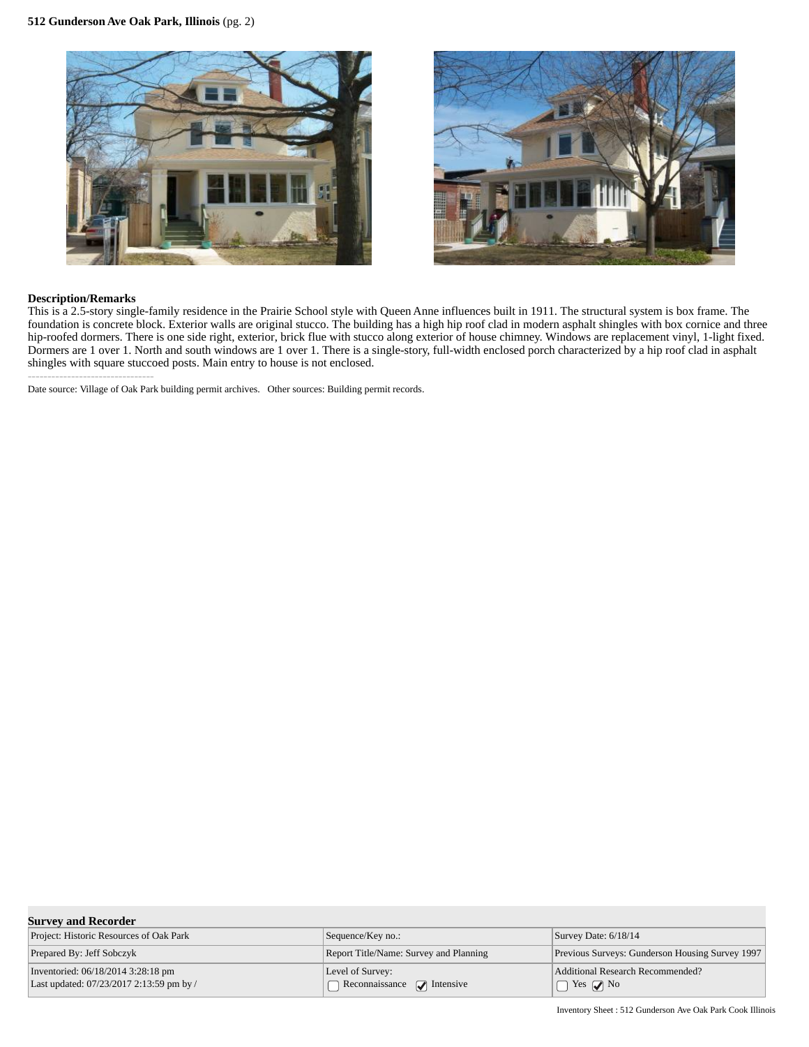**512 Gunderson Ave Oak Park, Illinois** (pg. 2)

**Description/Remarks**

This is a 2.5-story single-family residence in the Prairie School style with Queen Anne influences built in 1911. The structural system is box frame. The foundation is concrete block. Exterior walls are original stucco. The building has a high hip roof clad in modern asphalt shingles with box cornice and three hip-roofed dormers. There is one side right, exterior, brick flue with stucco along exterior of house chimney. Windows are replacement vinyl, 1-light fixed. Dormers are 1 over 1. North and south windows are 1 over 1. There is a single-story, full-width enclosed porch characterized by a hip roof clad in asphalt shingles with square stuccoed posts. Main entry to house is not enclosed.

---

Date source: Village of Oak Park building permit archives. Other sources: Building permit records.

**Survey and Recorder**

| | | |
|---|---|---|
| Project: Historic Resources of Oak Park | Sequence/Key no.: | Survey Date: 6/18/14 |
| Prepared By: Jeff Sobczyk | Report Title/Name: Survey and Planning | Previous Surveys: Gunderson Housing Survey 1997 |
| Inventoried: 06/18/2014 3:28:18 pm<br>Last updated: 07/23/2017 2:13:59 pm by / | Level of Survey:<br>☐ Reconnaissance ☑ Intensive | Additional Research Recommended?<br>☐ Yes ☑ No |